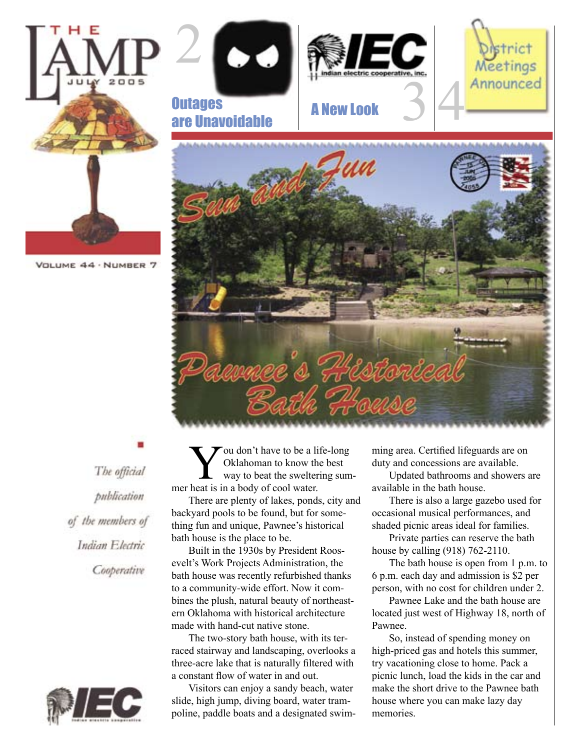# THE LAMP

JULY 2005

VOLUME 44 · NUMBER 7

2 Outages are Unavoidable

3 A New Look

4 District Meetings Announced

## Sun and Fun

## Pawnee's Historical Bath House

*The official publication of the members of Indian Electric Cooperative*

You don't have to be a life-long Oklahoman to know the best way to beat the sweltering summer heat is in a body of cool water.

There are plenty of lakes, ponds, city and backyard pools to be found, but for something fun and unique, Pawnee's historical bath house is the place to be.

Built in the 1930s by President Roosevelt's Work Projects Administration, the bath house was recently refurbished thanks to a community-wide effort. Now it combines the plush, natural beauty of northeastern Oklahoma with historical architecture made with hand-cut native stone.

The two-story bath house, with its terraced stairway and landscaping, overlooks a three-acre lake that is naturally filtered with a constant flow of water in and out.

Visitors can enjoy a sandy beach, water slide, high jump, diving board, water trampoline, paddle boats and a designated swimming area. Certified lifeguards are on duty and concessions are available.

Updated bathrooms and showers are available in the bath house.

There is also a large gazebo used for occasional musical performances, and shaded picnic areas ideal for families.

Private parties can reserve the bath house by calling (918) 762-2110.

The bath house is open from 1 p.m. to 6 p.m. each day and admission is $2 per person, with no cost for children under 2.

Pawnee Lake and the bath house are located just west of Highway 18, north of Pawnee.

So, instead of spending money on high-priced gas and hotels this summer, try vacationing close to home. Pack a picnic lunch, load the kids in the car and make the short drive to the Pawnee bath house where you can make lazy day memories.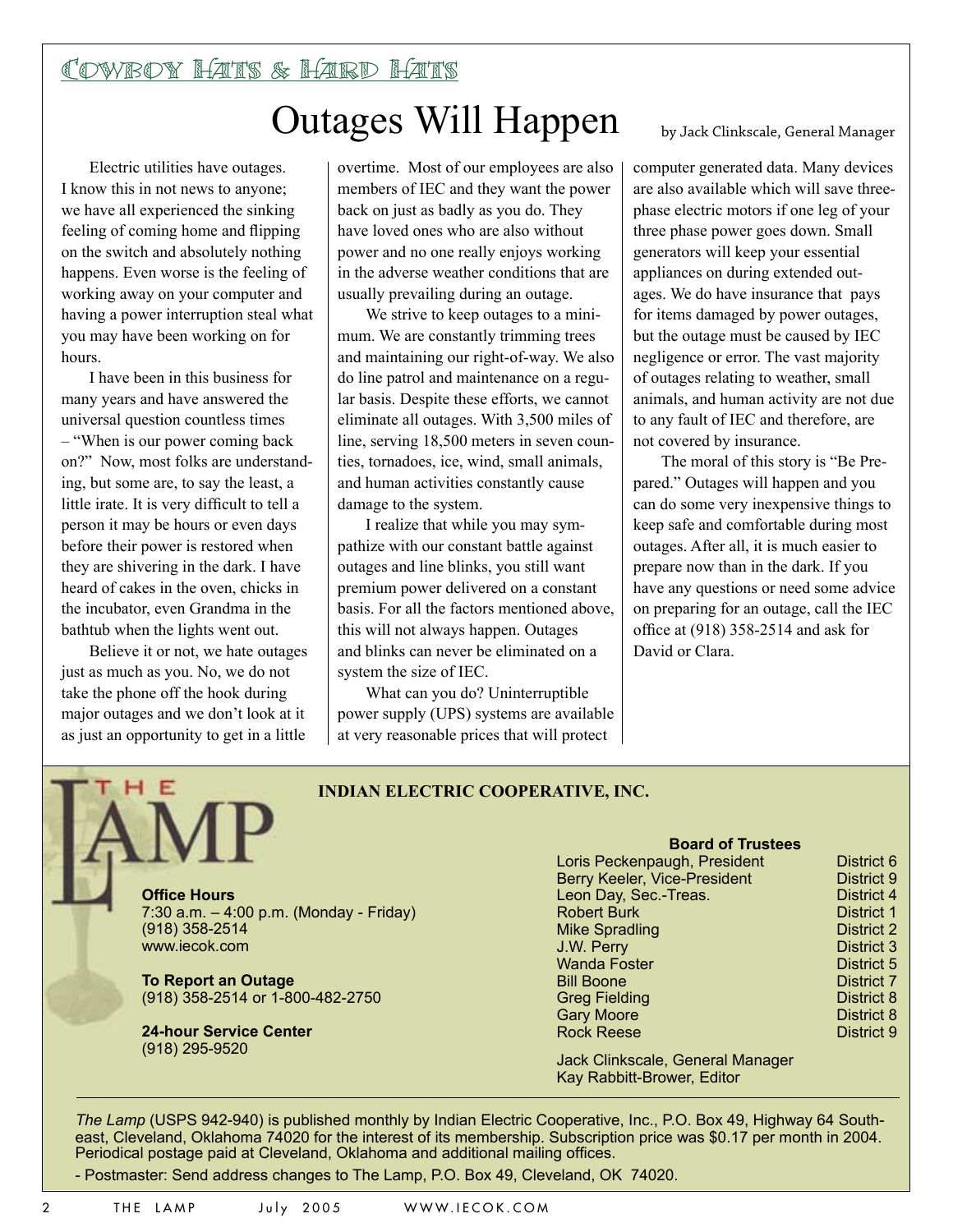## Cowboy Hats & Hard Hats

# Outages Will Happen

by Jack Clinkscale, General Manager

Electric utilities have outages. I know this in not news to anyone; we have all experienced the sinking feeling of coming home and flipping on the switch and absolutely nothing happens. Even worse is the feeling of working away on your computer and having a power interruption steal what you may have been working on for hours.

I have been in this business for many years and have answered the universal question countless times – "When is our power coming back on?" Now, most folks are understanding, but some are, to say the least, a little irate. It is very difficult to tell a person it may be hours or even days before their power is restored when they are shivering in the dark. I have heard of cakes in the oven, chicks in the incubator, even Grandma in the bathtub when the lights went out.

Believe it or not, we hate outages just as much as you. No, we do not take the phone off the hook during major outages and we don't look at it as just an opportunity to get in a little overtime. Most of our employees are also members of IEC and they want the power back on just as badly as you do. They have loved ones who are also without power and no one really enjoys working in the adverse weather conditions that are usually prevailing during an outage.

We strive to keep outages to a minimum. We are constantly trimming trees and maintaining our right-of-way. We also do line patrol and maintenance on a regular basis. Despite these efforts, we cannot eliminate all outages. With 3,500 miles of line, serving 18,500 meters in seven counties, tornadoes, ice, wind, small animals, and human activities constantly cause damage to the system.

I realize that while you may sympathize with our constant battle against outages and line blinks, you still want premium power delivered on a constant basis. For all the factors mentioned above, this will not always happen. Outages and blinks can never be eliminated on a system the size of IEC.

What can you do? Uninterruptible power supply (UPS) systems are available at very reasonable prices that will protect computer generated data. Many devices are also available which will save three-phase electric motors if one leg of your three phase power goes down. Small generators will keep your essential appliances on during extended outages. We do have insurance that pays for items damaged by power outages, but the outage must be caused by IEC negligence or error. The vast majority of outages relating to weather, small animals, and human activity are not due to any fault of IEC and therefore, are not covered by insurance.

The moral of this story is "Be Prepared." Outages will happen and you can do some very inexpensive things to keep safe and comfortable during most outages. After all, it is much easier to prepare now than in the dark. If you have any questions or need some advice on preparing for an outage, call the IEC office at (918) 358-2514 and ask for David or Clara.

---

# THE LAMP

**INDIAN ELECTRIC COOPERATIVE, INC.**

**Office Hours**
7:30 a.m. – 4:00 p.m. (Monday - Friday)
(918) 358-2514
www.iecok.com

**To Report an Outage**
(918) 358-2514 or 1-800-482-2750

**24-hour Service Center**
(918) 295-9520

**Board of Trustees**

| Name | District |
|---|---|
| Loris Peckenpaugh, President | District 6 |
| Berry Keeler, Vice-President | District 9 |
| Leon Day, Sec.-Treas. | District 4 |
| Robert Burk | District 1 |
| Mike Spradling | District 2 |
| J.W. Perry | District 3 |
| Wanda Foster | District 5 |
| Bill Boone | District 7 |
| Greg Fielding | District 8 |
| Gary Moore | District 8 |
| Rock Reese | District 9 |

Jack Clinkscale, General Manager
Kay Rabbitt-Brower, Editor

*The Lamp* (USPS 942-940) is published monthly by Indian Electric Cooperative, Inc., P.O. Box 49, Highway 64 Southeast, Cleveland, Oklahoma 74020 for the interest of its membership. Subscription price was $0.17 per month in 2004. Periodical postage paid at Cleveland, Oklahoma and additional mailing offices.

- Postmaster: Send address changes to The Lamp, P.O. Box 49, Cleveland, OK 74020.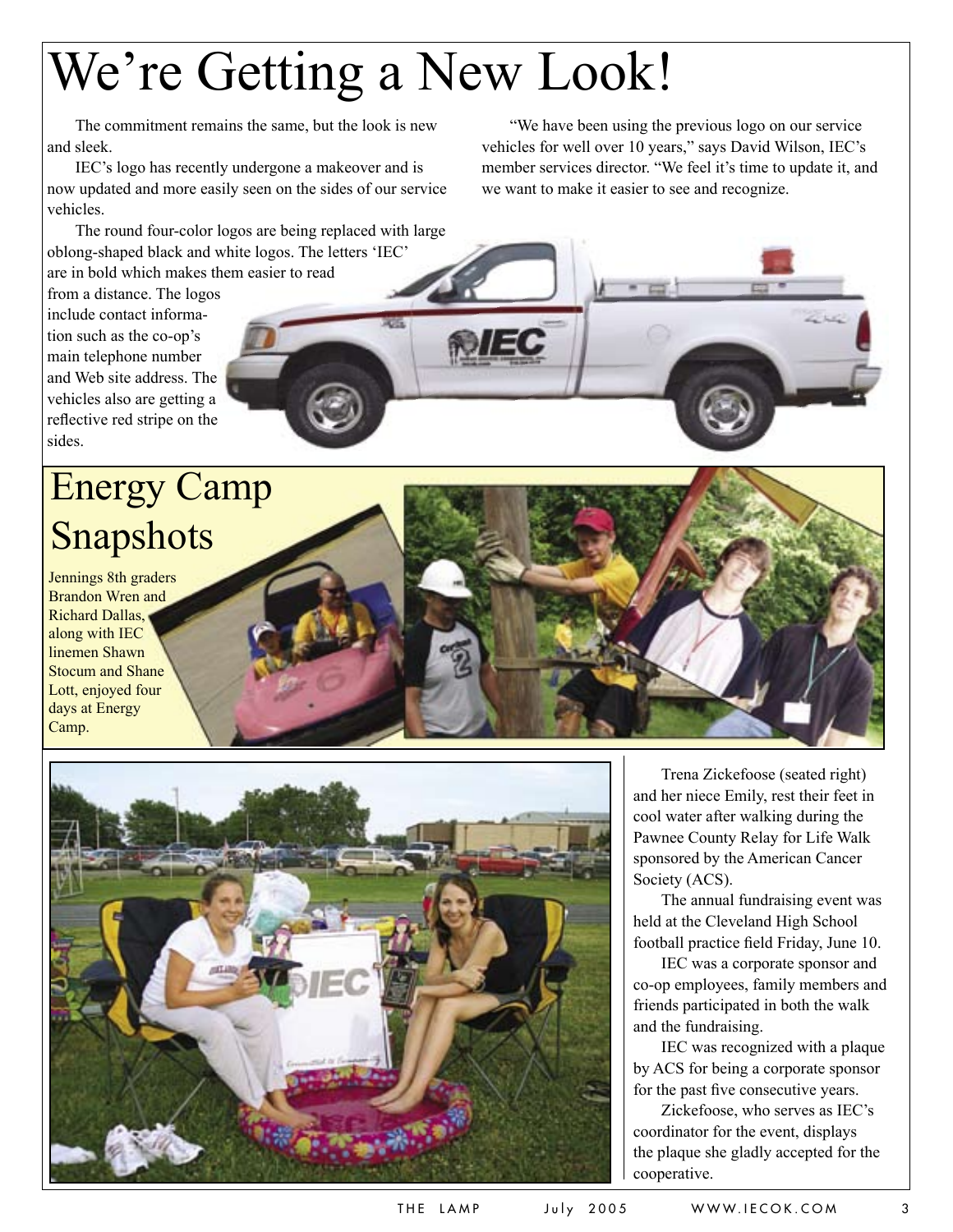# We're Getting a New Look!

The commitment remains the same, but the look is new and sleek.

IEC's logo has recently undergone a makeover and is now updated and more easily seen on the sides of our service vehicles.

The round four-color logos are being replaced with large oblong-shaped black and white logos. The letters 'IEC' are in bold which makes them easier to read from a distance. The logos include contact information such as the co-op's main telephone number and Web site address. The vehicles also are getting a reflective red stripe on the sides.

"We have been using the previous logo on our service vehicles for well over 10 years," says David Wilson, IEC's member services director. "We feel it's time to update it, and we want to make it easier to see and recognize.

## Energy Camp Snapshots

Jennings 8th graders Brandon Wren and Richard Dallas, along with IEC linemen Shawn Stocum and Shane Lott, enjoyed four days at Energy Camp.

Trena Zickefoose (seated right) and her niece Emily, rest their feet in cool water after walking during the Pawnee County Relay for Life Walk sponsored by the American Cancer Society (ACS).

The annual fundraising event was held at the Cleveland High School football practice field Friday, June 10.

IEC was a corporate sponsor and co-op employees, family members and friends participated in both the walk and the fundraising.

IEC was recognized with a plaque by ACS for being a corporate sponsor for the past five consecutive years.

Zickefoose, who serves as IEC's coordinator for the event, displays the plaque she gladly accepted for the cooperative.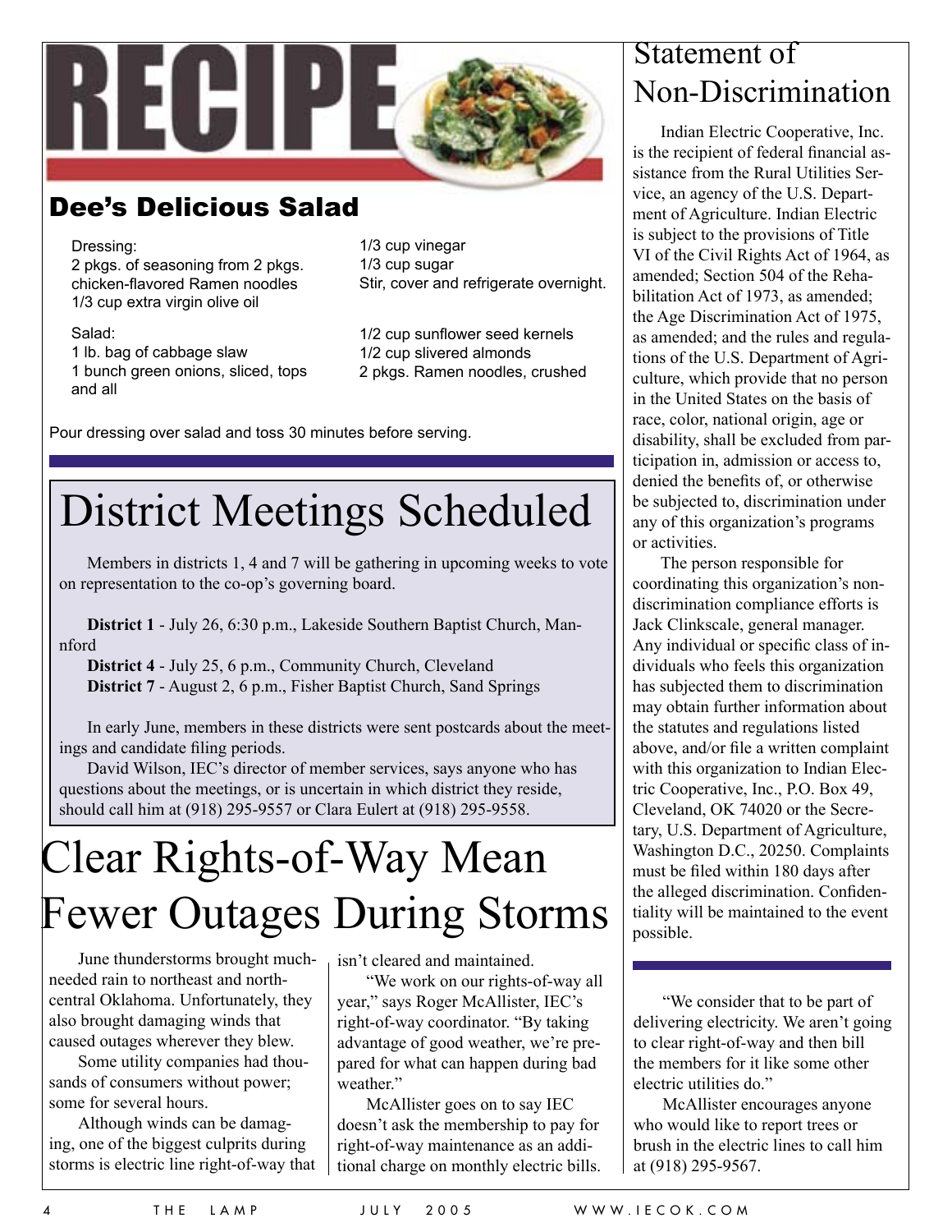# RECIPE

## Dee's Delicious Salad

Dressing:
2 pkgs. of seasoning from 2 pkgs. chicken-flavored Ramen noodles
1/3 cup extra virgin olive oil
1/3 cup vinegar
1/3 cup sugar
Stir, cover and refrigerate overnight.

Salad:
1 lb. bag of cabbage slaw
1 bunch green onions, sliced, tops and all
1/2 cup sunflower seed kernels
1/2 cup slivered almonds
2 pkgs. Ramen noodles, crushed

Pour dressing over salad and toss 30 minutes before serving.

# District Meetings Scheduled

Members in districts 1, 4 and 7 will be gathering in upcoming weeks to vote on representation to the co-op's governing board.

**District 1** - July 26, 6:30 p.m., Lakeside Southern Baptist Church, Mannford
**District 4** - July 25, 6 p.m., Community Church, Cleveland
**District 7** - August 2, 6 p.m., Fisher Baptist Church, Sand Springs

In early June, members in these districts were sent postcards about the meetings and candidate filing periods.

David Wilson, IEC's director of member services, says anyone who has questions about the meetings, or is uncertain in which district they reside, should call him at (918) 295-9557 or Clara Eulert at (918) 295-9558.

# Clear Rights-of-Way Mean Fewer Outages During Storms

June thunderstorms brought much-needed rain to northeast and north-central Oklahoma. Unfortunately, they also brought damaging winds that caused outages wherever they blew.

Some utility companies had thousands of consumers without power; some for several hours.

Although winds can be damaging, one of the biggest culprits during storms is electric line right-of-way that isn't cleared and maintained.

"We work on our rights-of-way all year," says Roger McAllister, IEC's right-of-way coordinator. "By taking advantage of good weather, we're prepared for what can happen during bad weather."

McAllister goes on to say IEC doesn't ask the membership to pay for right-of-way maintenance as an additional charge on monthly electric bills.

"We consider that to be part of delivering electricity. We aren't going to clear right-of-way and then bill the members for it like some other electric utilities do."

McAllister encourages anyone who would like to report trees or brush in the electric lines to call him at (918) 295-9567.

# Statement of Non-Discrimination

Indian Electric Cooperative, Inc. is the recipient of federal financial assistance from the Rural Utilities Service, an agency of the U.S. Department of Agriculture. Indian Electric is subject to the provisions of Title VI of the Civil Rights Act of 1964, as amended; Section 504 of the Rehabilitation Act of 1973, as amended; the Age Discrimination Act of 1975, as amended; and the rules and regulations of the U.S. Department of Agriculture, which provide that no person in the United States on the basis of race, color, national origin, age or disability, shall be excluded from participation in, admission or access to, denied the benefits of, or otherwise be subjected to, discrimination under any of this organization's programs or activities.

The person responsible for coordinating this organization's non-discrimination compliance efforts is Jack Clinkscale, general manager. Any individual or specific class of individuals who feels this organization has subjected them to discrimination may obtain further information about the statutes and regulations listed above, and/or file a written complaint with this organization to Indian Electric Cooperative, Inc., P.O. Box 49, Cleveland, OK 74020 or the Secretary, U.S. Department of Agriculture, Washington D.C., 20250. Complaints must be filed within 180 days after the alleged discrimination. Confidentiality will be maintained to the event possible.